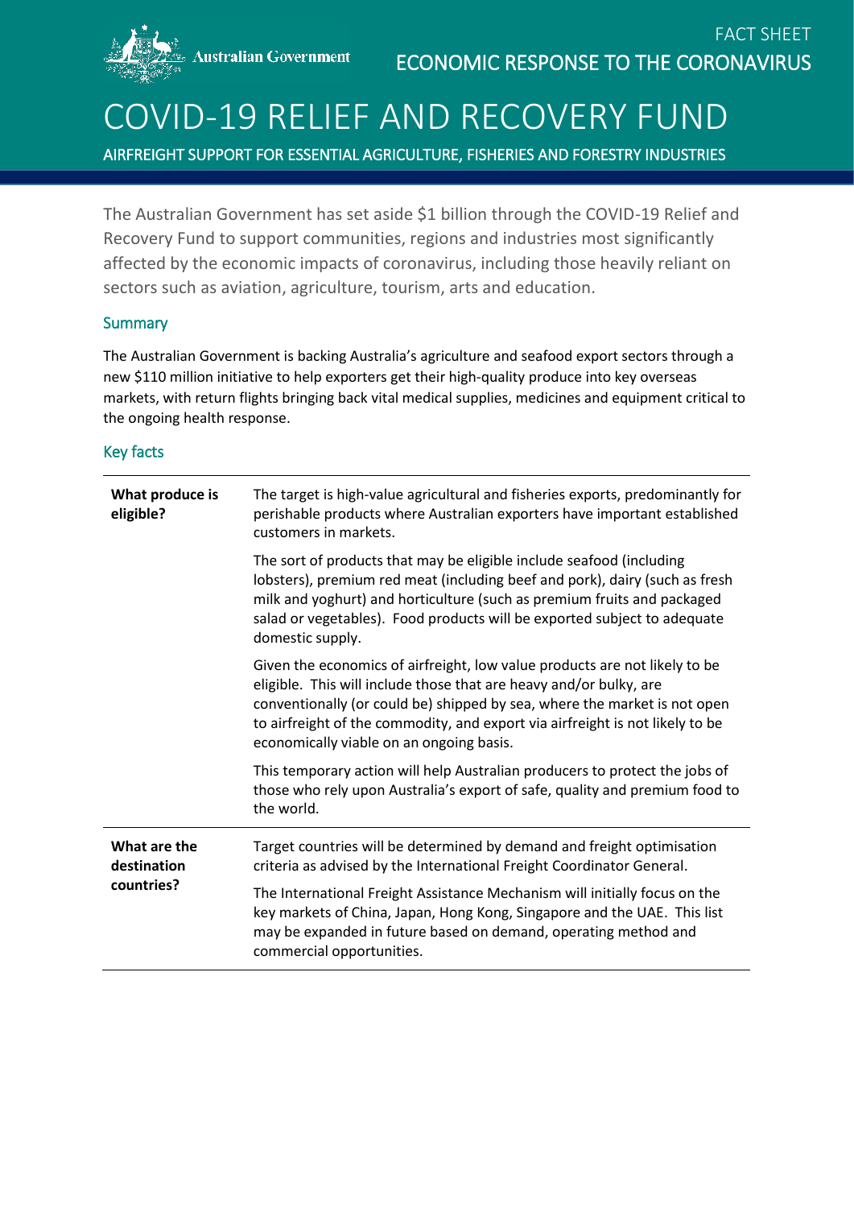Australian Government

FACT SHEET

ECONOMIC RESPONSE TO THE CORONAVIRUS

# COVID-19 RELIEF AND RECOVERY FUND

AIRFREIGHT SUPPORT FOR ESSENTIAL AGRICULTURE, FISHERIES AND FORESTRY INDUSTRIES

The Australian Government has set aside $1 billion through the COVID-19 Relief and Recovery Fund to support communities, regions and industries most significantly affected by the economic impacts of coronavirus, including those heavily reliant on sectors such as aviation, agriculture, tourism, arts and education.

## Summary

The Australian Government is backing Australia's agriculture and seafood export sectors through a new $110 million initiative to help exporters get their high-quality produce into key overseas markets, with return flights bringing back vital medical supplies, medicines and equipment critical to the ongoing health response.

## Key facts

| | |
|---|---|
| **What produce is eligible?** | The target is high-value agricultural and fisheries exports, predominantly for perishable products where Australian exporters have important established customers in markets.<br><br>The sort of products that may be eligible include seafood (including lobsters), premium red meat (including beef and pork), dairy (such as fresh milk and yoghurt) and horticulture (such as premium fruits and packaged salad or vegetables). Food products will be exported subject to adequate domestic supply.<br><br>Given the economics of airfreight, low value products are not likely to be eligible. This will include those that are heavy and/or bulky, are conventionally (or could be) shipped by sea, where the market is not open to airfreight of the commodity, and export via airfreight is not likely to be economically viable on an ongoing basis.<br><br>This temporary action will help Australian producers to protect the jobs of those who rely upon Australia's export of safe, quality and premium food to the world. |
| **What are the destination countries?** | Target countries will be determined by demand and freight optimisation criteria as advised by the International Freight Coordinator General.<br><br>The International Freight Assistance Mechanism will initially focus on the key markets of China, Japan, Hong Kong, Singapore and the UAE. This list may be expanded in future based on demand, operating method and commercial opportunities. |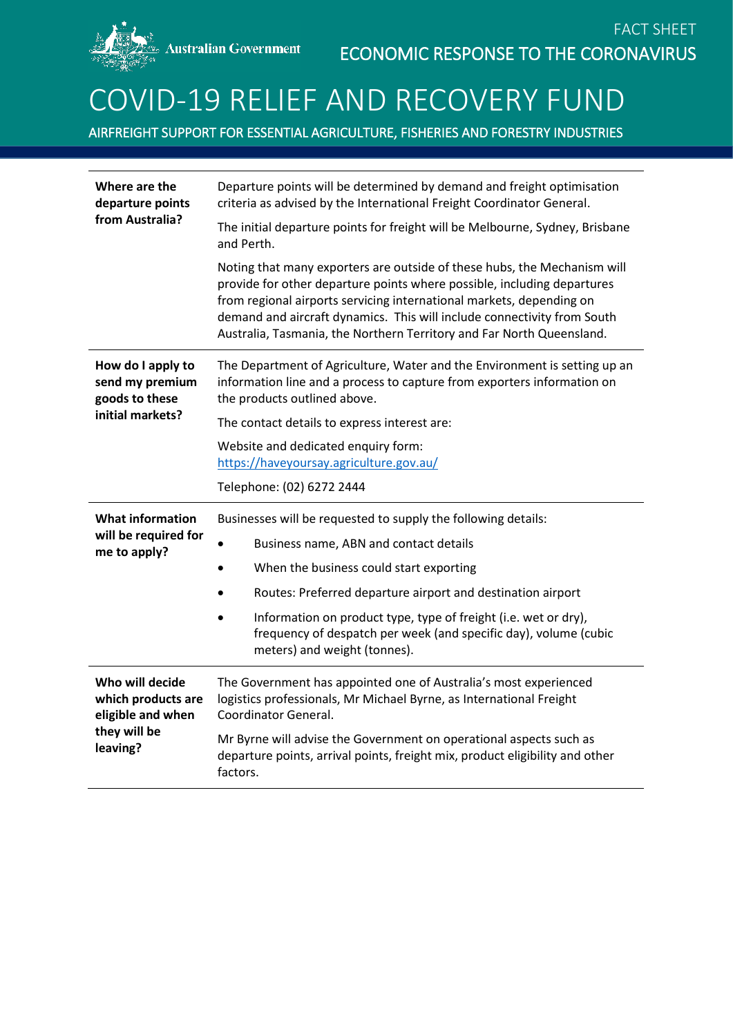# COVID-19 RELIEF AND RECOVERY FUND

AIRFREIGHT SUPPORT FOR ESSENTIAL AGRICULTURE, FISHERIES AND FORESTRY INDUSTRIES

| | |
|---|---|
| **Where are the departure points from Australia?** | Departure points will be determined by demand and freight optimisation criteria as advised by the International Freight Coordinator General.<br><br>The initial departure points for freight will be Melbourne, Sydney, Brisbane and Perth.<br><br>Noting that many exporters are outside of these hubs, the Mechanism will provide for other departure points where possible, including departures from regional airports servicing international markets, depending on demand and aircraft dynamics. This will include connectivity from South Australia, Tasmania, the Northern Territory and Far North Queensland. |
| **How do I apply to send my premium goods to these initial markets?** | The Department of Agriculture, Water and the Environment is setting up an information line and a process to capture from exporters information on the products outlined above.<br><br>The contact details to express interest are:<br><br>Website and dedicated enquiry form: [https://haveyoursay.agriculture.gov.au/](https://haveyoursay.agriculture.gov.au/)<br><br>Telephone: (02) 6272 2444 |
| **What information will be required for me to apply?** | Businesses will be requested to supply the following details:<br>• Business name, ABN and contact details<br>• When the business could start exporting<br>• Routes: Preferred departure airport and destination airport<br>• Information on product type, type of freight (i.e. wet or dry), frequency of despatch per week (and specific day), volume (cubic meters) and weight (tonnes). |
| **Who will decide which products are eligible and when they will be leaving?** | The Government has appointed one of Australia's most experienced logistics professionals, Mr Michael Byrne, as International Freight Coordinator General.<br><br>Mr Byrne will advise the Government on operational aspects such as departure points, arrival points, freight mix, product eligibility and other factors. |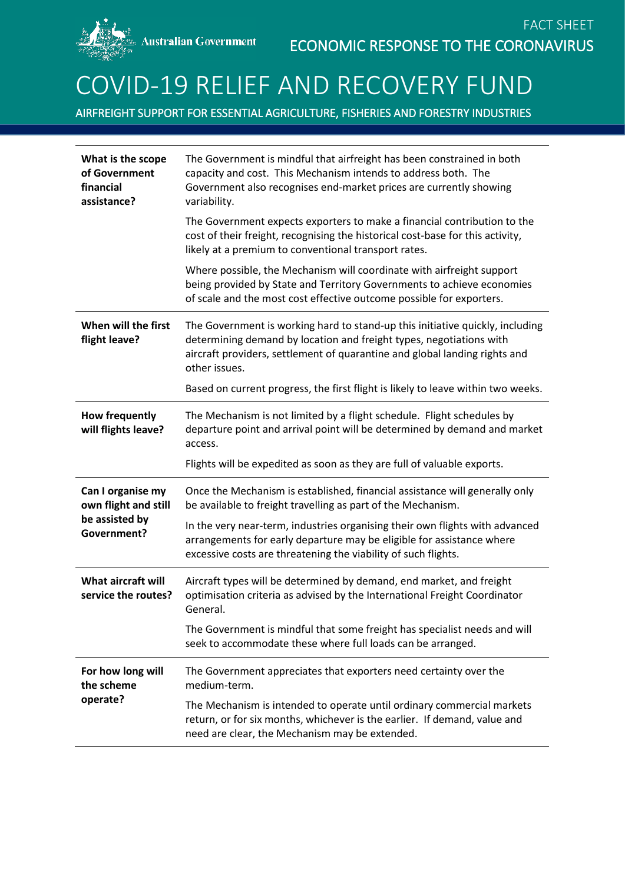# COVID-19 RELIEF AND RECOVERY FUND

FACT SHEET

ECONOMIC RESPONSE TO THE CORONAVIRUS

AIRFREIGHT SUPPORT FOR ESSENTIAL AGRICULTURE, FISHERIES AND FORESTRY INDUSTRIES

| | |
|---|---|
| **What is the scope of Government financial assistance?** | The Government is mindful that airfreight has been constrained in both capacity and cost. This Mechanism intends to address both. The Government also recognises end-market prices are currently showing variability.<br><br>The Government expects exporters to make a financial contribution to the cost of their freight, recognising the historical cost-base for this activity, likely at a premium to conventional transport rates.<br><br>Where possible, the Mechanism will coordinate with airfreight support being provided by State and Territory Governments to achieve economies of scale and the most cost effective outcome possible for exporters. |
| **When will the first flight leave?** | The Government is working hard to stand-up this initiative quickly, including determining demand by location and freight types, negotiations with aircraft providers, settlement of quarantine and global landing rights and other issues.<br><br>Based on current progress, the first flight is likely to leave within two weeks. |
| **How frequently will flights leave?** | The Mechanism is not limited by a flight schedule. Flight schedules by departure point and arrival point will be determined by demand and market access.<br><br>Flights will be expedited as soon as they are full of valuable exports. |
| **Can I organise my own flight and still be assisted by Government?** | Once the Mechanism is established, financial assistance will generally only be available to freight travelling as part of the Mechanism.<br><br>In the very near-term, industries organising their own flights with advanced arrangements for early departure may be eligible for assistance where excessive costs are threatening the viability of such flights. |
| **What aircraft will service the routes?** | Aircraft types will be determined by demand, end market, and freight optimisation criteria as advised by the International Freight Coordinator General.<br><br>The Government is mindful that some freight has specialist needs and will seek to accommodate these where full loads can be arranged. |
| **For how long will the scheme operate?** | The Government appreciates that exporters need certainty over the medium-term.<br><br>The Mechanism is intended to operate until ordinary commercial markets return, or for six months, whichever is the earlier. If demand, value and need are clear, the Mechanism may be extended. |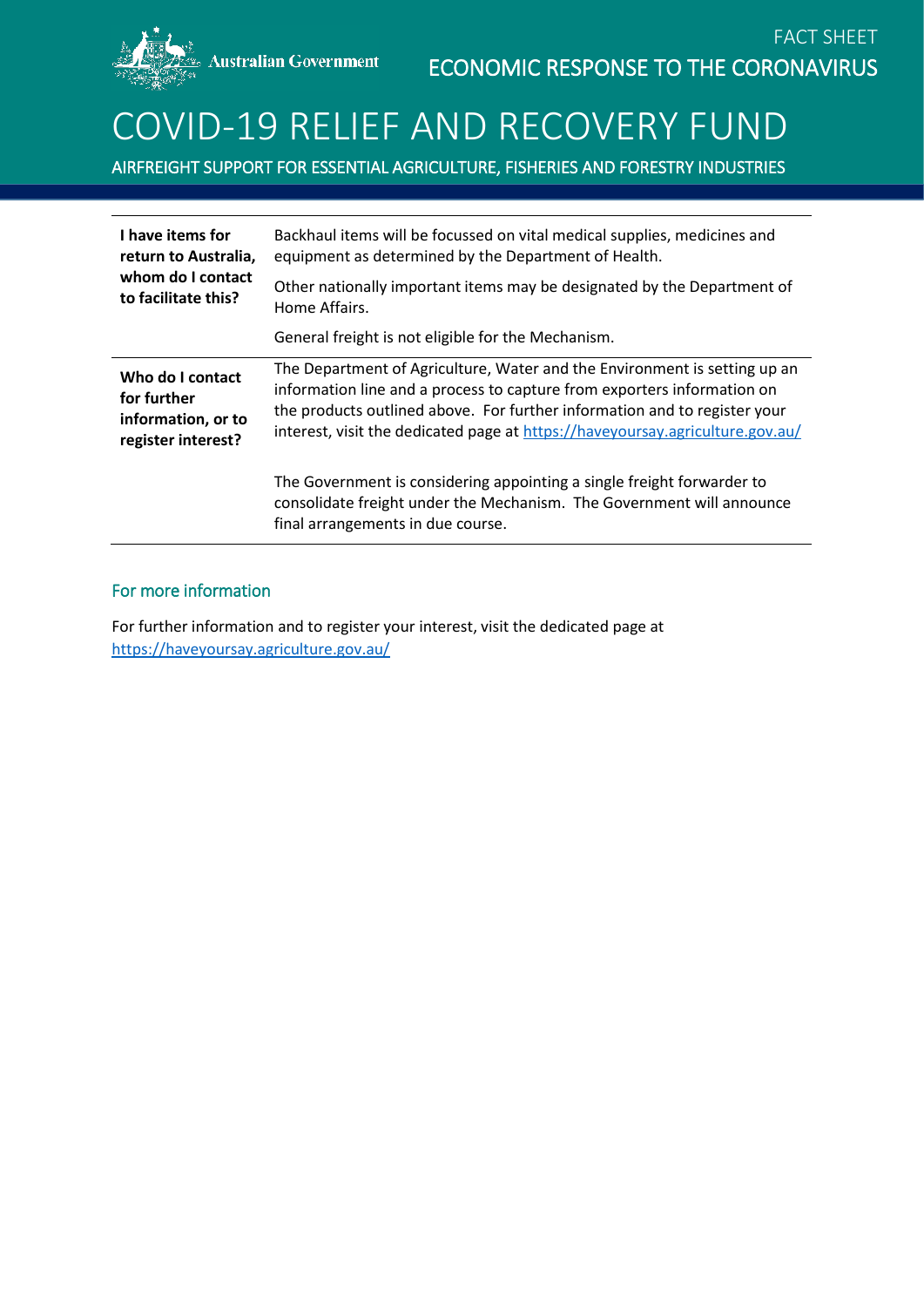FACT SHEET

ECONOMIC RESPONSE TO THE CORONAVIRUS

# COVID-19 RELIEF AND RECOVERY FUND

AIRFREIGHT SUPPORT FOR ESSENTIAL AGRICULTURE, FISHERIES AND FORESTRY INDUSTRIES

| | |
|---|---|
| **I have items for return to Australia, whom do I contact to facilitate this?** | Backhaul items will be focussed on vital medical supplies, medicines and equipment as determined by the Department of Health.<br><br>Other nationally important items may be designated by the Department of Home Affairs.<br><br>General freight is not eligible for the Mechanism. |
| **Who do I contact for further information, or to register interest?** | The Department of Agriculture, Water and the Environment is setting up an information line and a process to capture from exporters information on the products outlined above. For further information and to register your interest, visit the dedicated page at https://haveyoursay.agriculture.gov.au/<br><br>The Government is considering appointing a single freight forwarder to consolidate freight under the Mechanism. The Government will announce final arrangements in due course. |

## For more information

For further information and to register your interest, visit the dedicated page at https://haveyoursay.agriculture.gov.au/